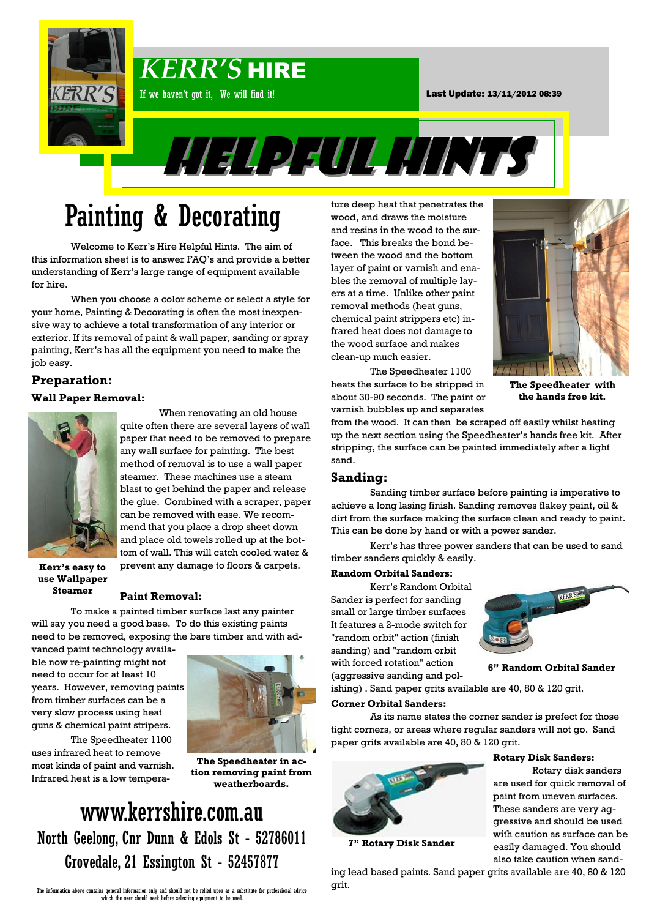# KERR'S HIRE

If we haven't got it, We will find it!

Last Update: 13/11/2012 08:39

# HELPFUL HINTS

## Painting & Decorating

Welcome to Kerr's Hire Helpful Hints. The aim of this information sheet is to answer FAQ's and provide a better understanding of Kerr's large range of equipment available for hire.

When you choose a color scheme or select a style for your home, Painting & Decorating is often the most inexpensive way to achieve a total transformation of any interior or exterior. If its removal of paint & wall paper, sanding or spray painting, Kerr's has all the equipment you need to make the job easy.

### Preparation:

#### Wall Paper Removal:

When renovating an old house quite often there are several layers of wall paper that need to be removed to prepare any wall surface for painting. The best method of removal is to use a wall paper steamer. These machines use a steam blast to get behind the paper and release the glue. Combined with a scraper, paper can be removed with ease. We recommend that you place a drop sheet down and place old towels rolled up at the bottom of wall. This will catch cooled water & prevent any damage to floors & carpets.

**Kerr's easy to use Wallpaper Steamer**

#### Paint Removal:

To make a painted timber surface last any painter will say you need a good base. To do this existing paints need to be removed, exposing the bare timber and with advanced paint technology available now re-painting might not need to occur for at least 10 years. However, removing paints from timber surfaces can be a very slow process using heat guns & chemical paint stripers.

The Speedheater 1100 uses infrared heat to remove most kinds of paint and varnish. Infrared heat is a low temperature deep heat that penetrates the wood, and draws the moisture and resins in the wood to the surface. This breaks the bond between the wood and the bottom layer of paint or varnish and enables the removal of multiple layers at a time. Unlike other paint removal methods (heat guns, chemical paint strippers etc) infrared heat does not damage to the wood surface and makes clean-up much easier.

**The Speedheater in action removing paint from weatherboards.**

The Speedheater 1100 heats the surface to be stripped in about 30-90 seconds. The paint or varnish bubbles up and separates from the wood. It can then be scraped off easily whilst heating up the next section using the Speedheater's hands free kit. After stripping, the surface can be painted immediately after a light sand.

**The Speedheater with the hands free kit.**

### Sanding:

Sanding timber surface before painting is imperative to achieve a long lasing finish. Sanding removes flakey paint, oil & dirt from the surface making the surface clean and ready to paint. This can be done by hand or with a power sander.

Kerr's has three power sanders that can be used to sand timber sanders quickly & easily.

#### Random Orbital Sanders:

Kerr's Random Orbital Sander is perfect for sanding small or large timber surfaces It features a 2-mode switch for "random orbit" action (finish sanding) and "random orbit with forced rotation" action (aggressive sanding and polishing) . Sand paper grits available are 40, 80 & 120 grit.

**6" Random Orbital Sander**

#### Corner Orbital Sanders:

As its name states the corner sander is prefect for those tight corners, or areas where regular sanders will not go. Sand paper grits available are 40, 80 & 120 grit.

#### Rotary Disk Sanders:

Rotary disk sanders are used for quick removal of paint from uneven surfaces. These sanders are very aggressive and should be used with caution as surface can be easily damaged. You should also take caution when sanding lead based paints. Sand paper grits available are 40, 80 & 120 grit.

**7" Rotary Disk Sander**

## www.kerrshire.com.au

North Geelong, Cnr Dunn & Edols St - 52786011

Grovedale, 21 Essington St - 52457877

The information above contains general information only and should not be relied upon as a substitute for professional advice which the user should seek before selecting equipment to be used.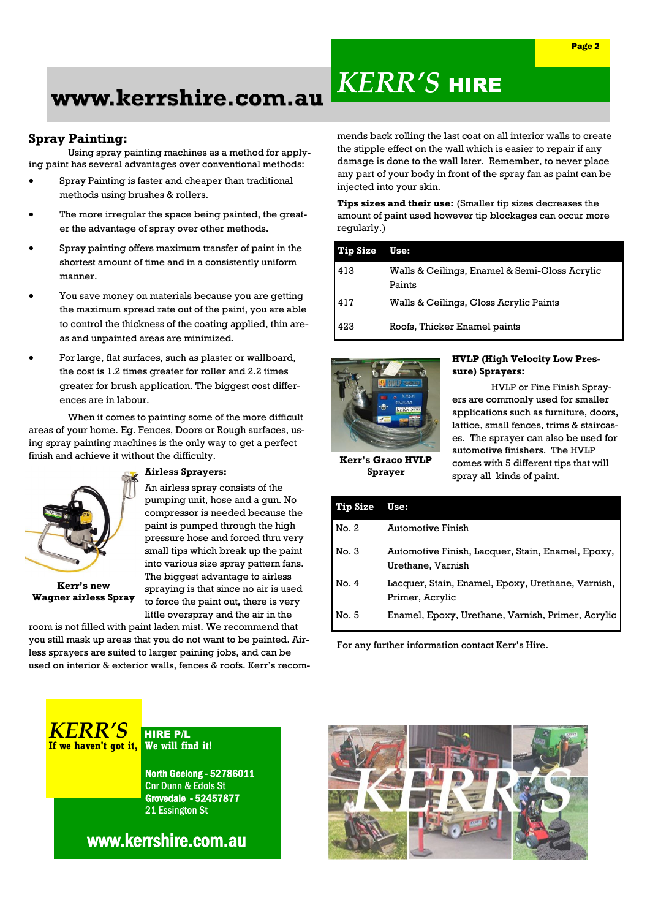# www.kerrshire.com.au

# *KERR'S* HIRE

## Spray Painting:

Using spray painting machines as a method for applying paint has several advantages over conventional methods:

- Spray Painting is faster and cheaper than traditional methods using brushes & rollers.
- The more irregular the space being painted, the greater the advantage of spray over other methods.
- Spray painting offers maximum transfer of paint in the shortest amount of time and in a consistently uniform manner.
- You save money on materials because you are getting the maximum spread rate out of the paint, you are able to control the thickness of the coating applied, thin areas and unpainted areas are minimized.
- For large, flat surfaces, such as plaster or wallboard, the cost is 1.2 times greater for roller and 2.2 times greater for brush application. The biggest cost differences are in labour.

When it comes to painting some of the more difficult areas of your home. Eg. Fences, Doors or Rough surfaces, using spray painting machines is the only way to get a perfect finish and achieve it without the difficulty.

**Kerr's new Wagner airless Spray**

### Airless Sprayers:

An airless spray consists of the pumping unit, hose and a gun. No compressor is needed because the paint is pumped through the high pressure hose and forced thru very small tips which break up the paint into various size spray pattern fans. The biggest advantage to airless spraying is that since no air is used to force the paint out, there is very little overspray and the air in the room is not filled with paint laden mist. We recommend that you still mask up areas that you do not want to be painted. Airless sprayers are suited to larger paining jobs, and can be used on interior & exterior walls, fences & roofs. Kerr's recommends back rolling the last coat on all interior walls to create the stipple effect on the wall which is easier to repair if any damage is done to the wall later. Remember, to never place any part of your body in front of the spray fan as paint can be injected into your skin.

**Tips sizes and their use:** (Smaller tip sizes decreases the amount of paint used however tip blockages can occur more regularly.)

| Tip Size | Use: |
|---|---|
| 413 | Walls & Ceilings, Enamel & Semi-Gloss Acrylic Paints |
| 417 | Walls & Ceilings, Gloss Acrylic Paints |
| 423 | Roofs, Thicker Enamel paints |

**Kerr's Graco HVLP Sprayer**

### HVLP (High Velocity Low Pressure) Sprayers:

HVLP or Fine Finish Sprayers are commonly used for smaller applications such as furniture, doors, lattice, small fences, trims & staircases. The sprayer can also be used for automotive finishers. The HVLP comes with 5 different tips that will spray all kinds of paint.

| Tip Size | Use: |
|---|---|
| No. 2 | Automotive Finish |
| No. 3 | Automotive Finish, Lacquer, Stain, Enamel, Epoxy, Urethane, Varnish |
| No. 4 | Lacquer, Stain, Enamel, Epoxy, Urethane, Varnish, Primer, Acrylic |
| No. 5 | Enamel, Epoxy, Urethane, Varnish, Primer, Acrylic |

For any further information contact Kerr's Hire.

*KERR'S* HIRE P/L

**If we haven't got it, We will find it!**

**North Geelong - 52786011**
Cnr Dunn & Edols St
**Grovedale - 52457877**
21 Essington St

**www.kerrshire.com.au**